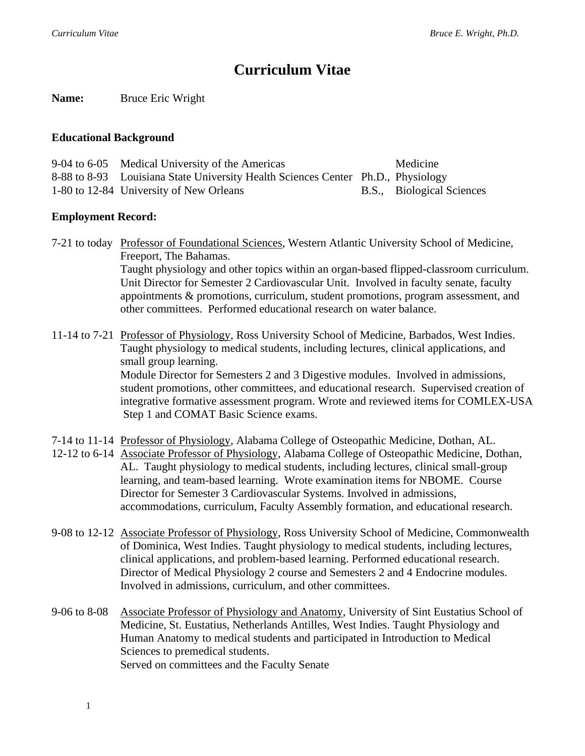# Curriculum Vitae

**Name:** Bruce Eric Wright

**Educational Background**

| | | | |
|---|---|---|---|
| 9-04 to 6-05 | Medical University of the Americas | | Medicine |
| 8-88 to 8-93 | Louisiana State University Health Sciences Center | Ph.D., | Physiology |
| 1-80 to 12-84 | University of New Orleans | B.S., | Biological Sciences |

**Employment Record:**

7-21 to today <u>Professor of Foundational Sciences</u>, Western Atlantic University School of Medicine, Freeport, The Bahamas.
Taught physiology and other topics within an organ-based flipped-classroom curriculum. Unit Director for Semester 2 Cardiovascular Unit. Involved in faculty senate, faculty appointments & promotions, curriculum, student promotions, program assessment, and other committees. Performed educational research on water balance.

11-14 to 7-21 <u>Professor of Physiology</u>, Ross University School of Medicine, Barbados, West Indies. Taught physiology to medical students, including lectures, clinical applications, and small group learning.
Module Director for Semesters 2 and 3 Digestive modules. Involved in admissions, student promotions, other committees, and educational research. Supervised creation of integrative formative assessment program. Wrote and reviewed items for COMLEX-USA Step 1 and COMAT Basic Science exams.

7-14 to 11-14 <u>Professor of Physiology</u>, Alabama College of Osteopathic Medicine, Dothan, AL.
12-12 to 6-14 <u>Associate Professor of Physiology</u>, Alabama College of Osteopathic Medicine, Dothan, AL. Taught physiology to medical students, including lectures, clinical small-group learning, and team-based learning. Wrote examination items for NBOME. Course Director for Semester 3 Cardiovascular Systems. Involved in admissions, accommodations, curriculum, Faculty Assembly formation, and educational research.

9-08 to 12-12 <u>Associate Professor of Physiology</u>, Ross University School of Medicine, Commonwealth of Dominica, West Indies. Taught physiology to medical students, including lectures, clinical applications, and problem-based learning. Performed educational research. Director of Medical Physiology 2 course and Semesters 2 and 4 Endocrine modules. Involved in admissions, curriculum, and other committees.

9-06 to 8-08 <u>Associate Professor of Physiology and Anatomy</u>, University of Sint Eustatius School of Medicine, St. Eustatius, Netherlands Antilles, West Indies. Taught Physiology and Human Anatomy to medical students and participated in Introduction to Medical Sciences to premedical students.
Served on committees and the Faculty Senate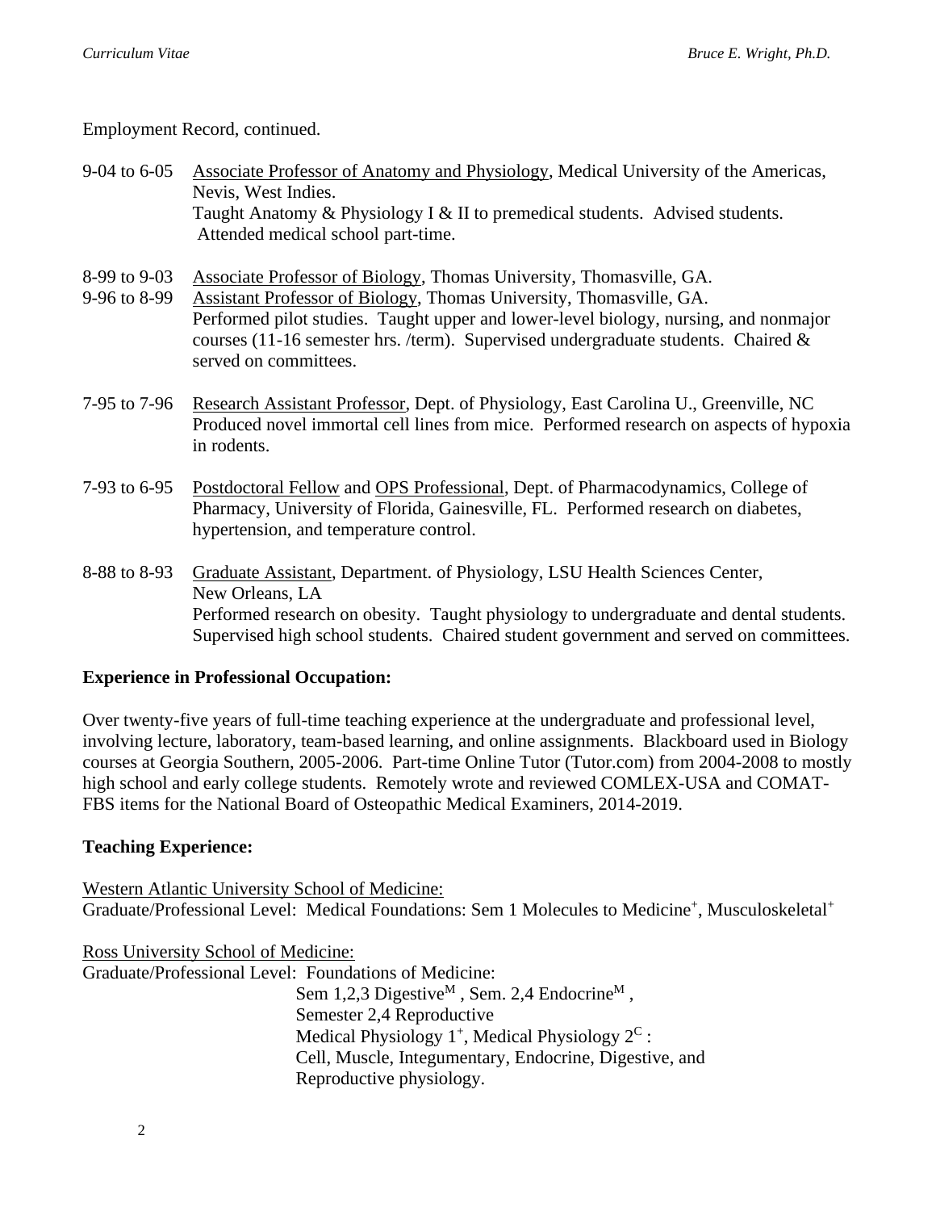Employment Record, continued.

9-04 to 6-05 <u>Associate Professor of Anatomy and Physiology</u>, Medical University of the Americas, Nevis, West Indies.
Taught Anatomy & Physiology I & II to premedical students. Advised students. Attended medical school part-time.

8-99 to 9-03 <u>Associate Professor of Biology</u>, Thomas University, Thomasville, GA.
9-96 to 8-99 <u>Assistant Professor of Biology</u>, Thomas University, Thomasville, GA.
Performed pilot studies. Taught upper and lower-level biology, nursing, and nonmajor courses (11-16 semester hrs. /term). Supervised undergraduate students. Chaired & served on committees.

7-95 to 7-96 <u>Research Assistant Professor</u>, Dept. of Physiology, East Carolina U., Greenville, NC
Produced novel immortal cell lines from mice. Performed research on aspects of hypoxia in rodents.

7-93 to 6-95 <u>Postdoctoral Fellow</u> and <u>OPS Professional</u>, Dept. of Pharmacodynamics, College of Pharmacy, University of Florida, Gainesville, FL. Performed research on diabetes, hypertension, and temperature control.

8-88 to 8-93 <u>Graduate Assistant</u>, Department. of Physiology, LSU Health Sciences Center, New Orleans, LA
Performed research on obesity. Taught physiology to undergraduate and dental students. Supervised high school students. Chaired student government and served on committees.

**Experience in Professional Occupation:**

Over twenty-five years of full-time teaching experience at the undergraduate and professional level, involving lecture, laboratory, team-based learning, and online assignments. Blackboard used in Biology courses at Georgia Southern, 2005-2006. Part-time Online Tutor (Tutor.com) from 2004-2008 to mostly high school and early college students. Remotely wrote and reviewed COMLEX-USA and COMAT-FBS items for the National Board of Osteopathic Medical Examiners, 2014-2019.

**Teaching Experience:**

<u>Western Atlantic University School of Medicine:</u>
Graduate/Professional Level: Medical Foundations: Sem 1 Molecules to Medicine[+], Musculoskeletal[+]

<u>Ross University School of Medicine:</u>
Graduate/Professional Level: Foundations of Medicine:
Sem 1,2,3 Digestive[M] , Sem. 2,4 Endocrine[M] ,
Semester 2,4 Reproductive
Medical Physiology 1[+], Medical Physiology 2[C] :
Cell, Muscle, Integumentary, Endocrine, Digestive, and Reproductive physiology.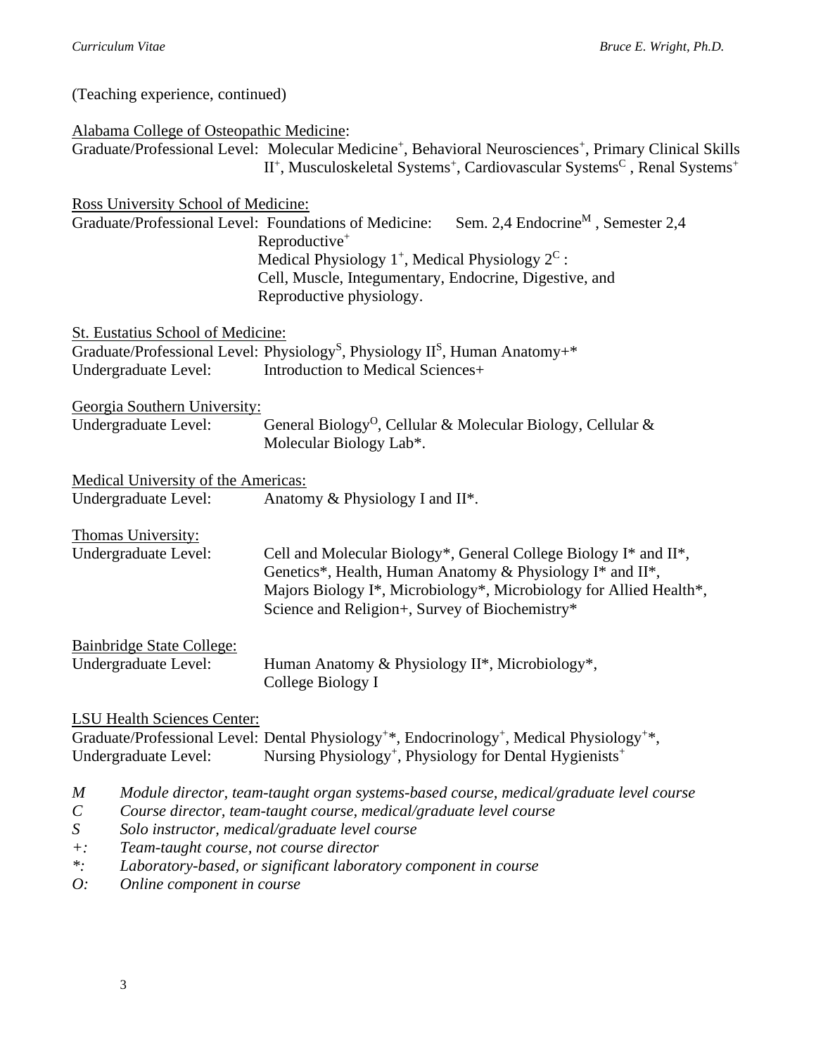(Teaching experience, continued)

Alabama College of Osteopathic Medicine:

Graduate/Professional Level: Molecular Medicine+, Behavioral Neurosciences+, Primary Clinical Skills II+, Musculoskeletal Systems+, Cardiovascular Systems C, Renal Systems+

Ross University School of Medicine:

Graduate/Professional Level: Foundations of Medicine: Sem. 2,4 Endocrine M, Semester 2,4 Reproductive+
Medical Physiology 1+, Medical Physiology 2 C:
Cell, Muscle, Integumentary, Endocrine, Digestive, and Reproductive physiology.

St. Eustatius School of Medicine:

Graduate/Professional Level: Physiology S, Physiology II S, Human Anatomy+*
Undergraduate Level: Introduction to Medical Sciences+

Georgia Southern University:

Undergraduate Level: General Biology O, Cellular & Molecular Biology, Cellular & Molecular Biology Lab*.

Medical University of the Americas:

Undergraduate Level: Anatomy & Physiology I and II*.

Thomas University:

Undergraduate Level: Cell and Molecular Biology*, General College Biology I* and II*, Genetics*, Health, Human Anatomy & Physiology I* and II*, Majors Biology I*, Microbiology*, Microbiology for Allied Health*, Science and Religion+, Survey of Biochemistry*

Bainbridge State College:

Undergraduate Level: Human Anatomy & Physiology II*, Microbiology*, College Biology I

LSU Health Sciences Center:

Graduate/Professional Level: Dental Physiology+*, Endocrinology+, Medical Physiology+*,
Undergraduate Level: Nursing Physiology+, Physiology for Dental Hygienists+

*M Module director, team-taught organ systems-based course, medical/graduate level course*
*C Course director, team-taught course, medical/graduate level course*
*S Solo instructor, medical/graduate level course*
*+: Team-taught course, not course director*
*\*: Laboratory-based, or significant laboratory component in course*
*O: Online component in course*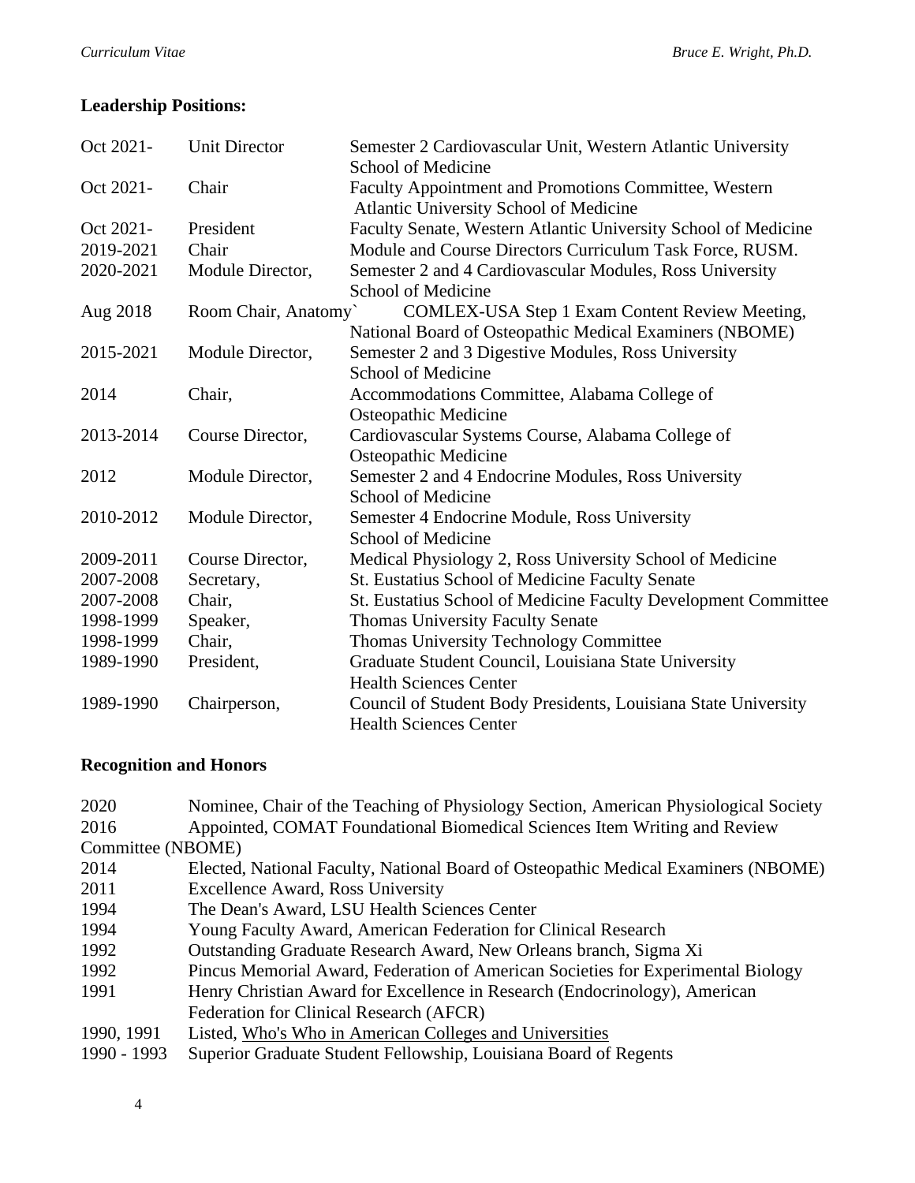**Leadership Positions:**

| | | |
|---|---|---|
| Oct 2021- | Unit Director | Semester 2 Cardiovascular Unit, Western Atlantic University School of Medicine |
| Oct 2021- | Chair | Faculty Appointment and Promotions Committee, Western Atlantic University School of Medicine |
| Oct 2021- | President | Faculty Senate, Western Atlantic University School of Medicine |
| 2019-2021 | Chair | Module and Course Directors Curriculum Task Force, RUSM. |
| 2020-2021 | Module Director, | Semester 2 and 4 Cardiovascular Modules, Ross University School of Medicine |
| Aug 2018 | Room Chair, Anatomy` | COMLEX-USA Step 1 Exam Content Review Meeting, National Board of Osteopathic Medical Examiners (NBOME) |
| 2015-2021 | Module Director, | Semester 2 and 3 Digestive Modules, Ross University School of Medicine |
| 2014 | Chair, | Accommodations Committee, Alabama College of Osteopathic Medicine |
| 2013-2014 | Course Director, | Cardiovascular Systems Course, Alabama College of Osteopathic Medicine |
| 2012 | Module Director, | Semester 2 and 4 Endocrine Modules, Ross University School of Medicine |
| 2010-2012 | Module Director, | Semester 4 Endocrine Module, Ross University School of Medicine |
| 2009-2011 | Course Director, | Medical Physiology 2, Ross University School of Medicine |
| 2007-2008 | Secretary, | St. Eustatius School of Medicine Faculty Senate |
| 2007-2008 | Chair, | St. Eustatius School of Medicine Faculty Development Committee |
| 1998-1999 | Speaker, | Thomas University Faculty Senate |
| 1998-1999 | Chair, | Thomas University Technology Committee |
| 1989-1990 | President, | Graduate Student Council, Louisiana State University Health Sciences Center |
| 1989-1990 | Chairperson, | Council of Student Body Presidents, Louisiana State University Health Sciences Center |

**Recognition and Honors**

| | |
|---|---|
| 2020 | Nominee, Chair of the Teaching of Physiology Section, American Physiological Society |
| 2016 | Appointed, COMAT Foundational Biomedical Sciences Item Writing and Review Committee (NBOME) |
| 2014 | Elected, National Faculty, National Board of Osteopathic Medical Examiners (NBOME) |
| 2011 | Excellence Award, Ross University |
| 1994 | The Dean's Award, LSU Health Sciences Center |
| 1994 | Young Faculty Award, American Federation for Clinical Research |
| 1992 | Outstanding Graduate Research Award, New Orleans branch, Sigma Xi |
| 1992 | Pincus Memorial Award, Federation of American Societies for Experimental Biology |
| 1991 | Henry Christian Award for Excellence in Research (Endocrinology), American Federation for Clinical Research (AFCR) |
| 1990, 1991 | Listed, Who's Who in American Colleges and Universities |
| 1990 - 1993 | Superior Graduate Student Fellowship, Louisiana Board of Regents |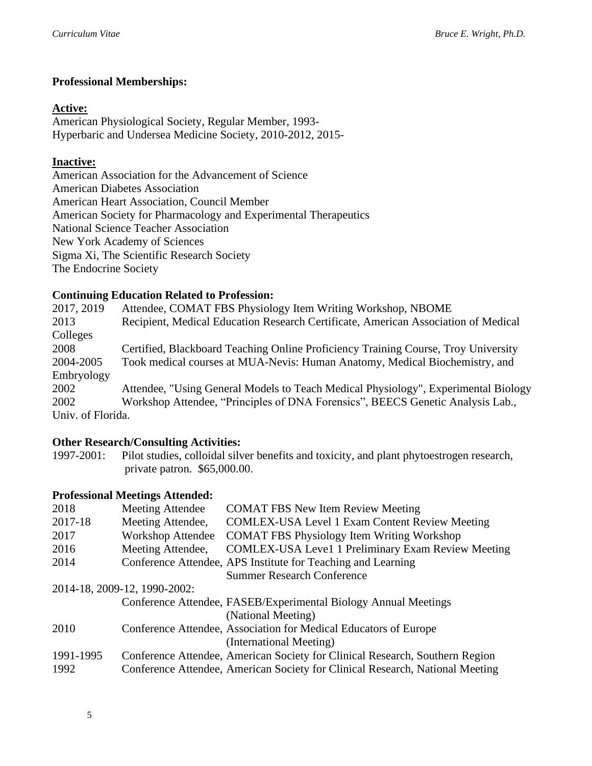**Professional Memberships:**

**Active:**

American Physiological Society, Regular Member, 1993-
Hyperbaric and Undersea Medicine Society, 2010-2012, 2015-

**Inactive:**

American Association for the Advancement of Science
American Diabetes Association
American Heart Association, Council Member
American Society for Pharmacology and Experimental Therapeutics
National Science Teacher Association
New York Academy of Sciences
Sigma Xi, The Scientific Research Society
The Endocrine Society

**Continuing Education Related to Profession:**

| | |
|---|---|
| 2017, 2019 | Attendee, COMAT FBS Physiology Item Writing Workshop, NBOME |
| 2013 | Recipient, Medical Education Research Certificate, American Association of Medical Colleges |
| 2008 | Certified, Blackboard Teaching Online Proficiency Training Course, Troy University |
| 2004-2005 | Took medical courses at MUA-Nevis: Human Anatomy, Medical Biochemistry, and Embryology |
| 2002 | Attendee, "Using General Models to Teach Medical Physiology", Experimental Biology |
| 2002 | Workshop Attendee, "Principles of DNA Forensics", BEECS Genetic Analysis Lab., Univ. of Florida. |

**Other Research/Consulting Activities:**

1997-2001: Pilot studies, colloidal silver benefits and toxicity, and plant phytoestrogen research, private patron. $65,000.00.

**Professional Meetings Attended:**

| | | |
|---|---|---|
| 2018 | Meeting Attendee | COMAT FBS New Item Review Meeting |
| 2017-18 | Meeting Attendee, | COMLEX-USA Level 1 Exam Content Review Meeting |
| 2017 | Workshop Attendee | COMAT FBS Physiology Item Writing Workshop |
| 2016 | Meeting Attendee, | COMLEX-USA Leve1 1 Preliminary Exam Review Meeting |
| 2014 | Conference Attendee, | APS Institute for Teaching and Learning Summer Research Conference |
| 2014-18, 2009-12, 1990-2002: | Conference Attendee, | FASEB/Experimental Biology Annual Meetings (National Meeting) |
| 2010 | Conference Attendee, | Association for Medical Educators of Europe (International Meeting) |
| 1991-1995 | Conference Attendee, | American Society for Clinical Research, Southern Region |
| 1992 | Conference Attendee, | American Society for Clinical Research, National Meeting |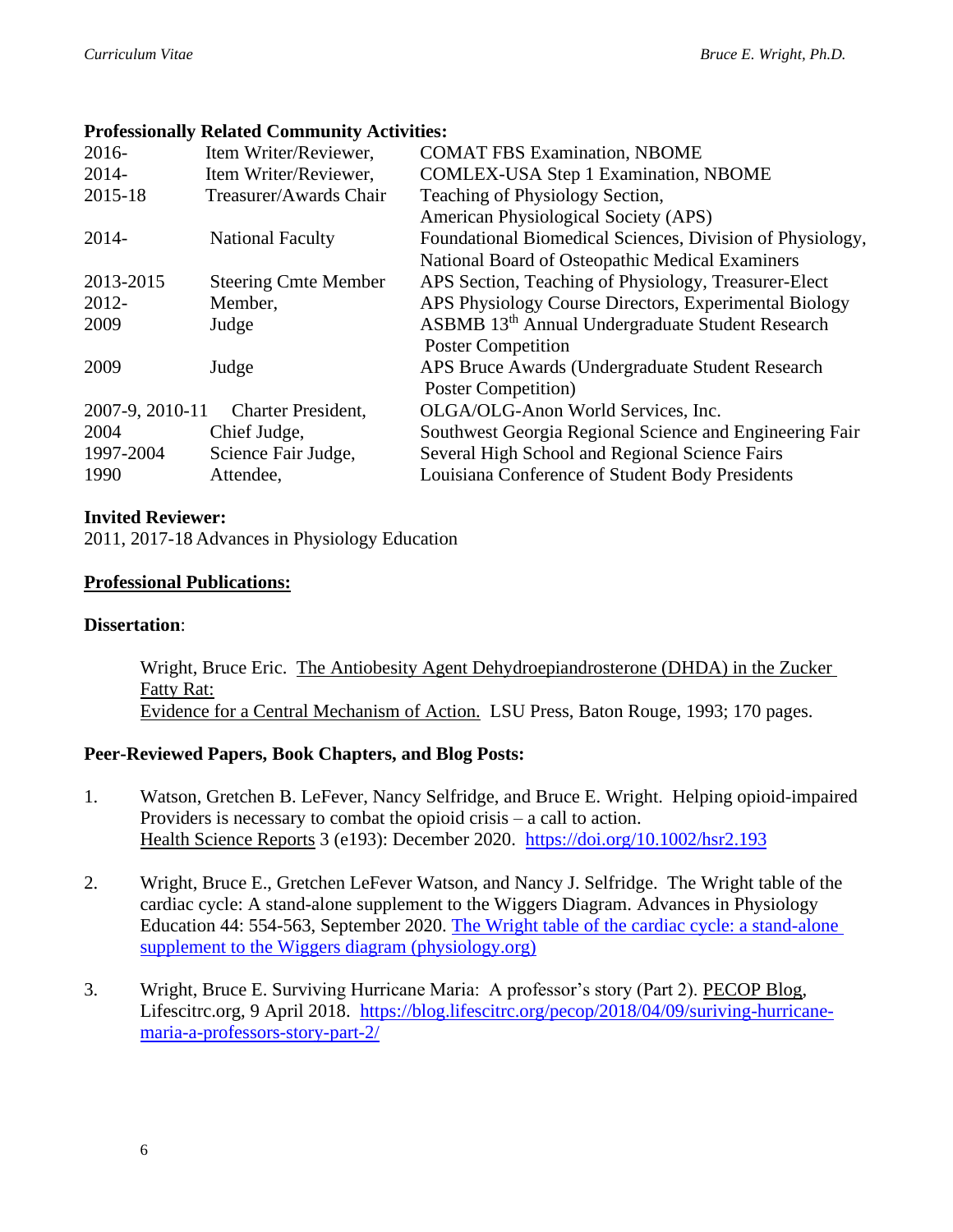**Professionally Related Community Activities:**

| | | |
|---|---|---|
| 2016- | Item Writer/Reviewer, | COMAT FBS Examination, NBOME |
| 2014- | Item Writer/Reviewer, | COMLEX-USA Step 1 Examination, NBOME |
| 2015-18 | Treasurer/Awards Chair | Teaching of Physiology Section, American Physiological Society (APS) |
| 2014- | National Faculty | Foundational Biomedical Sciences, Division of Physiology, National Board of Osteopathic Medical Examiners |
| 2013-2015 | Steering Cmte Member | APS Section, Teaching of Physiology, Treasurer-Elect |
| 2012- | Member, | APS Physiology Course Directors, Experimental Biology |
| 2009 | Judge | ASBMB 13th Annual Undergraduate Student Research Poster Competition |
| 2009 | Judge | APS Bruce Awards (Undergraduate Student Research Poster Competition) |
| 2007-9, 2010-11 | Charter President, | OLGA/OLG-Anon World Services, Inc. |
| 2004 | Chief Judge, | Southwest Georgia Regional Science and Engineering Fair |
| 1997-2004 | Science Fair Judge, | Several High School and Regional Science Fairs |
| 1990 | Attendee, | Louisiana Conference of Student Body Presidents |

**Invited Reviewer:**

2011, 2017-18 Advances in Physiology Education

**Professional Publications:**

**Dissertation**:

Wright, Bruce Eric. The Antiobesity Agent Dehydroepiandrosterone (DHDA) in the Zucker Fatty Rat: Evidence for a Central Mechanism of Action. LSU Press, Baton Rouge, 1993; 170 pages.

**Peer-Reviewed Papers, Book Chapters, and Blog Posts:**

1. Watson, Gretchen B. LeFever, Nancy Selfridge, and Bruce E. Wright. Helping opioid-impaired Providers is necessary to combat the opioid crisis – a call to action. Health Science Reports 3 (e193): December 2020. https://doi.org/10.1002/hsr2.193

2. Wright, Bruce E., Gretchen LeFever Watson, and Nancy J. Selfridge. The Wright table of the cardiac cycle: A stand-alone supplement to the Wiggers Diagram. Advances in Physiology Education 44: 554-563, September 2020. The Wright table of the cardiac cycle: a stand-alone supplement to the Wiggers diagram (physiology.org)

3. Wright, Bruce E. Surviving Hurricane Maria: A professor's story (Part 2). PECOP Blog, Lifescitrc.org, 9 April 2018. https://blog.lifescitrc.org/pecop/2018/04/09/suriving-hurricane-maria-a-professors-story-part-2/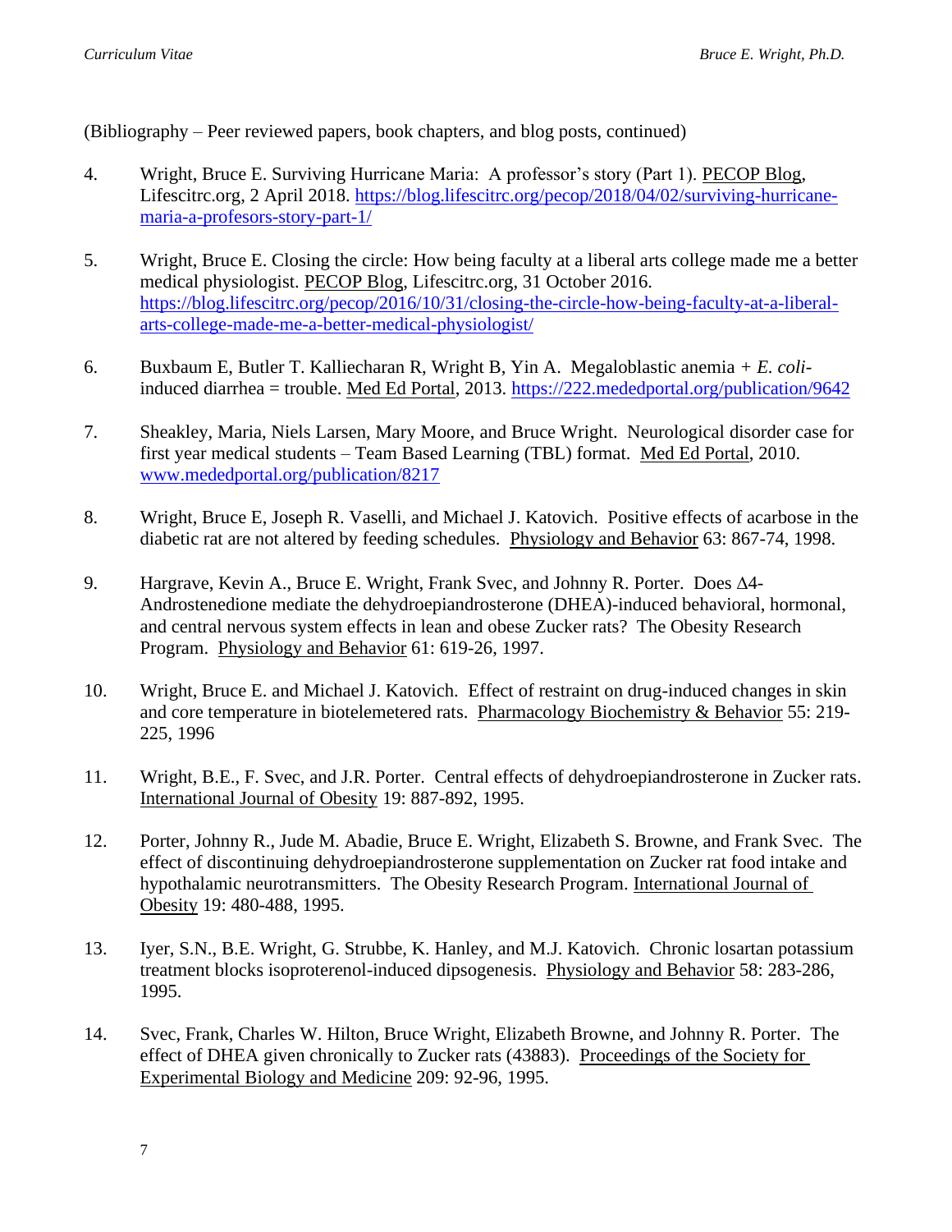(Bibliography – Peer reviewed papers, book chapters, and blog posts, continued)

4. Wright, Bruce E. Surviving Hurricane Maria: A professor's story (Part 1). PECOP Blog, Lifescitrc.org, 2 April 2018. https://blog.lifescitrc.org/pecop/2018/04/02/surviving-hurricane-maria-a-profesors-story-part-1/

5. Wright, Bruce E. Closing the circle: How being faculty at a liberal arts college made me a better medical physiologist. PECOP Blog, Lifescitrc.org, 31 October 2016. https://blog.lifescitrc.org/pecop/2016/10/31/closing-the-circle-how-being-faculty-at-a-liberal-arts-college-made-me-a-better-medical-physiologist/

6. Buxbaum E, Butler T. Kalliecharan R, Wright B, Yin A. Megaloblastic anemia + *E. coli*-induced diarrhea = trouble. Med Ed Portal, 2013. https://222.mededportal.org/publication/9642

7. Sheakley, Maria, Niels Larsen, Mary Moore, and Bruce Wright. Neurological disorder case for first year medical students – Team Based Learning (TBL) format. Med Ed Portal, 2010. www.mededportal.org/publication/8217

8. Wright, Bruce E, Joseph R. Vaselli, and Michael J. Katovich. Positive effects of acarbose in the diabetic rat are not altered by feeding schedules. Physiology and Behavior 63: 867-74, 1998.

9. Hargrave, Kevin A., Bruce E. Wright, Frank Svec, and Johnny R. Porter. Does Δ4-Androstenedione mediate the dehydroepiandrosterone (DHEA)-induced behavioral, hormonal, and central nervous system effects in lean and obese Zucker rats? The Obesity Research Program. Physiology and Behavior 61: 619-26, 1997.

10. Wright, Bruce E. and Michael J. Katovich. Effect of restraint on drug-induced changes in skin and core temperature in biotelemetered rats. Pharmacology Biochemistry & Behavior 55: 219-225, 1996

11. Wright, B.E., F. Svec, and J.R. Porter. Central effects of dehydroepiandrosterone in Zucker rats. International Journal of Obesity 19: 887-892, 1995.

12. Porter, Johnny R., Jude M. Abadie, Bruce E. Wright, Elizabeth S. Browne, and Frank Svec. The effect of discontinuing dehydroepiandrosterone supplementation on Zucker rat food intake and hypothalamic neurotransmitters. The Obesity Research Program. International Journal of Obesity 19: 480-488, 1995.

13. Iyer, S.N., B.E. Wright, G. Strubbe, K. Hanley, and M.J. Katovich. Chronic losartan potassium treatment blocks isoproterenol-induced dipsogenesis. Physiology and Behavior 58: 283-286, 1995.

14. Svec, Frank, Charles W. Hilton, Bruce Wright, Elizabeth Browne, and Johnny R. Porter. The effect of DHEA given chronically to Zucker rats (43883). Proceedings of the Society for Experimental Biology and Medicine 209: 92-96, 1995.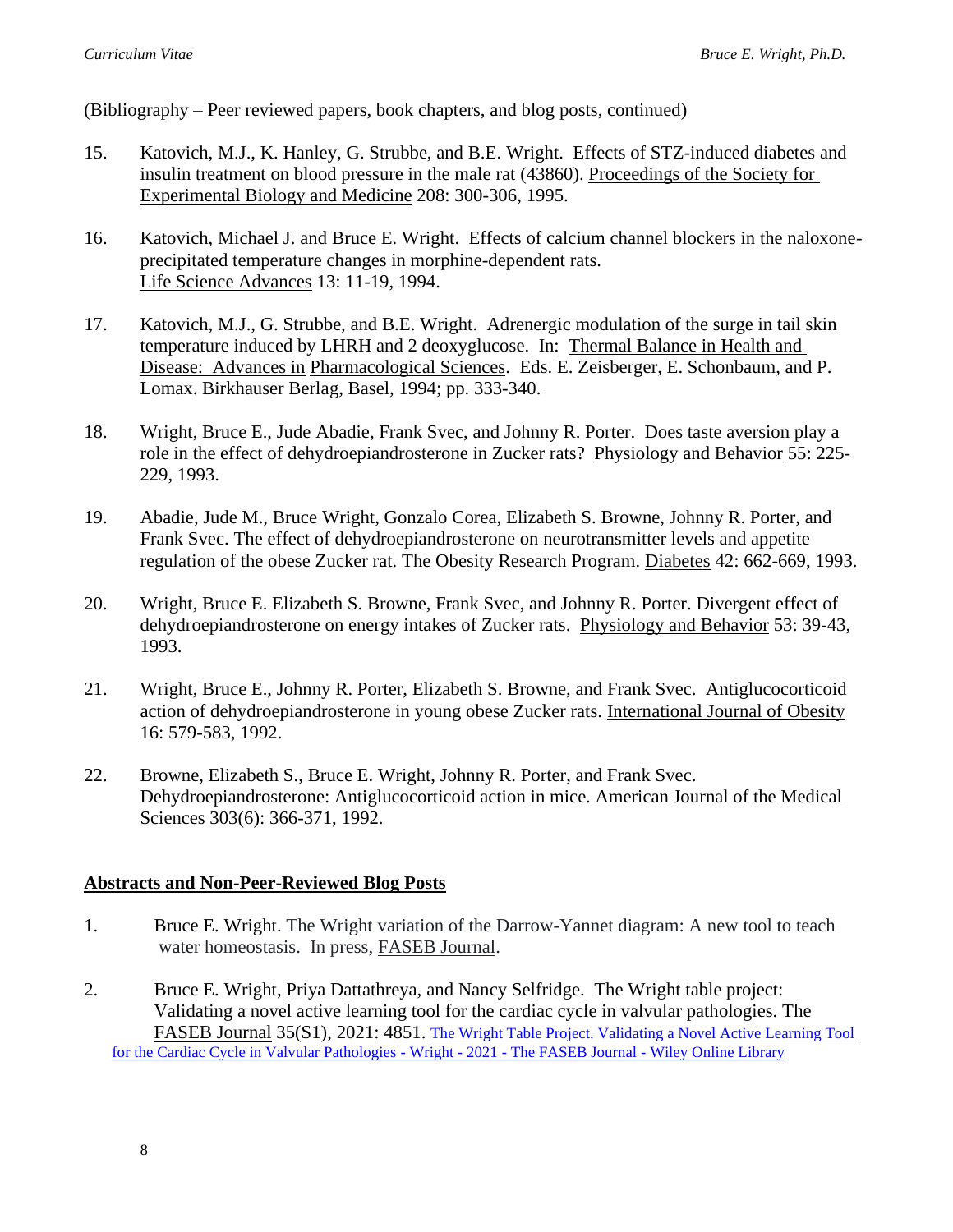(Bibliography – Peer reviewed papers, book chapters, and blog posts, continued)

15. Katovich, M.J., K. Hanley, G. Strubbe, and B.E. Wright. Effects of STZ-induced diabetes and insulin treatment on blood pressure in the male rat (43860). Proceedings of the Society for Experimental Biology and Medicine 208: 300-306, 1995.

16. Katovich, Michael J. and Bruce E. Wright. Effects of calcium channel blockers in the naloxone-precipitated temperature changes in morphine-dependent rats. Life Science Advances 13: 11-19, 1994.

17. Katovich, M.J., G. Strubbe, and B.E. Wright. Adrenergic modulation of the surge in tail skin temperature induced by LHRH and 2 deoxyglucose. In: Thermal Balance in Health and Disease: Advances in Pharmacological Sciences. Eds. E. Zeisberger, E. Schonbaum, and P. Lomax. Birkhauser Berlag, Basel, 1994; pp. 333-340.

18. Wright, Bruce E., Jude Abadie, Frank Svec, and Johnny R. Porter. Does taste aversion play a role in the effect of dehydroepiandrosterone in Zucker rats? Physiology and Behavior 55: 225-229, 1993.

19. Abadie, Jude M., Bruce Wright, Gonzalo Corea, Elizabeth S. Browne, Johnny R. Porter, and Frank Svec. The effect of dehydroepiandrosterone on neurotransmitter levels and appetite regulation of the obese Zucker rat. The Obesity Research Program. Diabetes 42: 662-669, 1993.

20. Wright, Bruce E. Elizabeth S. Browne, Frank Svec, and Johnny R. Porter. Divergent effect of dehydroepiandrosterone on energy intakes of Zucker rats. Physiology and Behavior 53: 39-43, 1993.

21. Wright, Bruce E., Johnny R. Porter, Elizabeth S. Browne, and Frank Svec. Antiglucocorticoid action of dehydroepiandrosterone in young obese Zucker rats. International Journal of Obesity 16: 579-583, 1992.

22. Browne, Elizabeth S., Bruce E. Wright, Johnny R. Porter, and Frank Svec. Dehydroepiandrosterone: Antiglucocorticoid action in mice. American Journal of the Medical Sciences 303(6): 366-371, 1992.

## Abstracts and Non-Peer-Reviewed Blog Posts

1. Bruce E. Wright. The Wright variation of the Darrow-Yannet diagram: A new tool to teach water homeostasis. In press, FASEB Journal.

2. Bruce E. Wright, Priya Dattathreya, and Nancy Selfridge. The Wright table project: Validating a novel active learning tool for the cardiac cycle in valvular pathologies. The FASEB Journal 35(S1), 2021: 4851. The Wright Table Project. Validating a Novel Active Learning Tool for the Cardiac Cycle in Valvular Pathologies - Wright - 2021 - The FASEB Journal - Wiley Online Library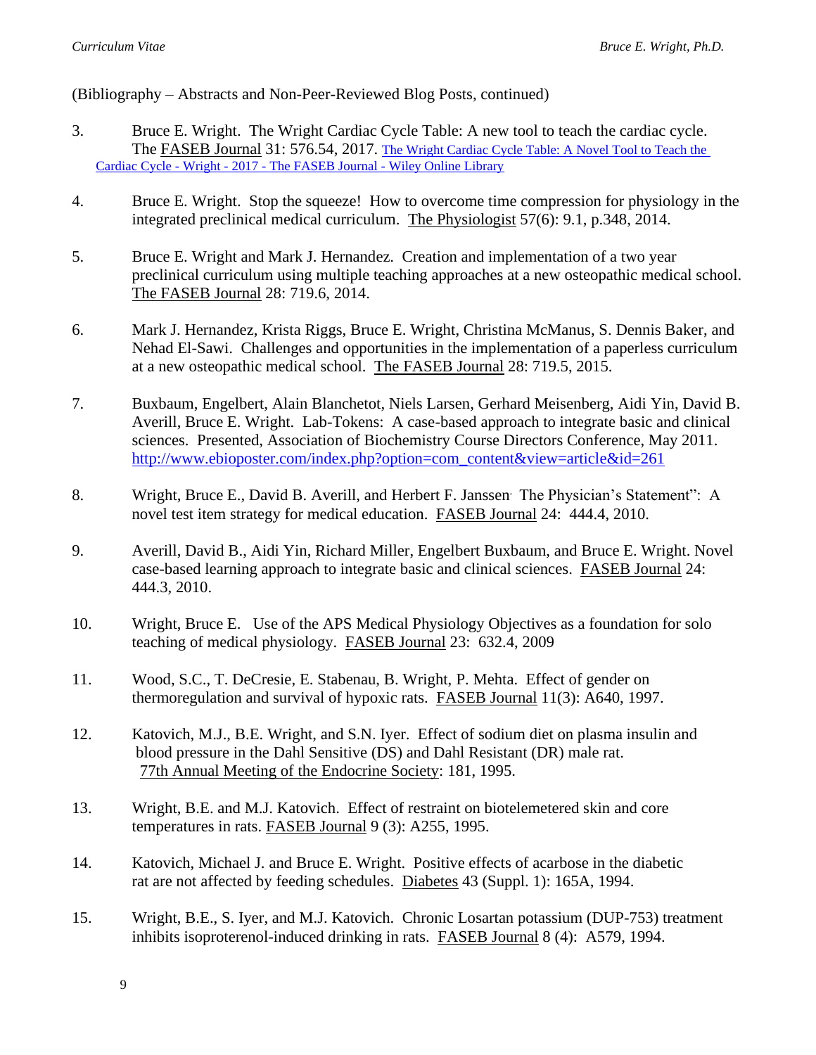(Bibliography – Abstracts and Non-Peer-Reviewed Blog Posts, continued)

3. Bruce E. Wright. The Wright Cardiac Cycle Table: A new tool to teach the cardiac cycle. The FASEB Journal 31: 576.54, 2017. The Wright Cardiac Cycle Table: A Novel Tool to Teach the Cardiac Cycle - Wright - 2017 - The FASEB Journal - Wiley Online Library

4. Bruce E. Wright. Stop the squeeze! How to overcome time compression for physiology in the integrated preclinical medical curriculum. The Physiologist 57(6): 9.1, p.348, 2014.

5. Bruce E. Wright and Mark J. Hernandez. Creation and implementation of a two year preclinical curriculum using multiple teaching approaches at a new osteopathic medical school. The FASEB Journal 28: 719.6, 2014.

6. Mark J. Hernandez, Krista Riggs, Bruce E. Wright, Christina McManus, S. Dennis Baker, and Nehad El-Sawi. Challenges and opportunities in the implementation of a paperless curriculum at a new osteopathic medical school. The FASEB Journal 28: 719.5, 2015.

7. Buxbaum, Engelbert, Alain Blanchetot, Niels Larsen, Gerhard Meisenberg, Aidi Yin, David B. Averill, Bruce E. Wright. Lab-Tokens: A case-based approach to integrate basic and clinical sciences. Presented, Association of Biochemistry Course Directors Conference, May 2011. http://www.ebioposter.com/index.php?option=com_content&view=article&id=261

8. Wright, Bruce E., David B. Averill, and Herbert F. Janssen. The Physician's Statement": A novel test item strategy for medical education. FASEB Journal 24: 444.4, 2010.

9. Averill, David B., Aidi Yin, Richard Miller, Engelbert Buxbaum, and Bruce E. Wright. Novel case-based learning approach to integrate basic and clinical sciences. FASEB Journal 24: 444.3, 2010.

10. Wright, Bruce E. Use of the APS Medical Physiology Objectives as a foundation for solo teaching of medical physiology. FASEB Journal 23: 632.4, 2009

11. Wood, S.C., T. DeCresie, E. Stabenau, B. Wright, P. Mehta. Effect of gender on thermoregulation and survival of hypoxic rats. FASEB Journal 11(3): A640, 1997.

12. Katovich, M.J., B.E. Wright, and S.N. Iyer. Effect of sodium diet on plasma insulin and blood pressure in the Dahl Sensitive (DS) and Dahl Resistant (DR) male rat. 77th Annual Meeting of the Endocrine Society: 181, 1995.

13. Wright, B.E. and M.J. Katovich. Effect of restraint on biotelemetered skin and core temperatures in rats. FASEB Journal 9 (3): A255, 1995.

14. Katovich, Michael J. and Bruce E. Wright. Positive effects of acarbose in the diabetic rat are not affected by feeding schedules. Diabetes 43 (Suppl. 1): 165A, 1994.

15. Wright, B.E., S. Iyer, and M.J. Katovich. Chronic Losartan potassium (DUP-753) treatment inhibits isoproterenol-induced drinking in rats. FASEB Journal 8 (4): A579, 1994.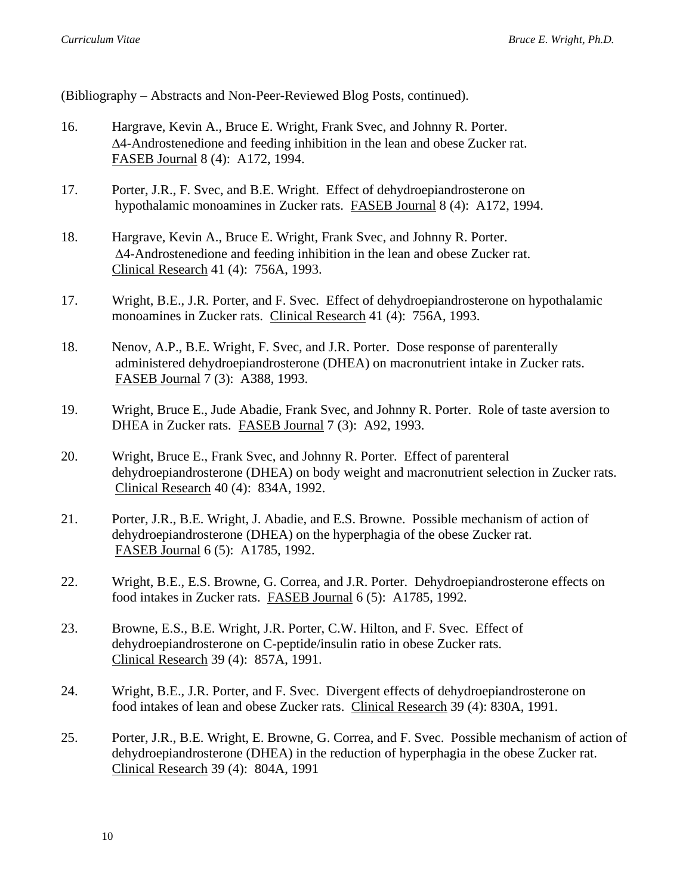(Bibliography – Abstracts and Non-Peer-Reviewed Blog Posts, continued).

16. Hargrave, Kevin A., Bruce E. Wright, Frank Svec, and Johnny R. Porter. $\Delta$4-Androstenedione and feeding inhibition in the lean and obese Zucker rat. FASEB Journal 8 (4): A172, 1994.

17. Porter, J.R., F. Svec, and B.E. Wright. Effect of dehydroepiandrosterone on hypothalamic monoamines in Zucker rats. FASEB Journal 8 (4): A172, 1994.

18. Hargrave, Kevin A., Bruce E. Wright, Frank Svec, and Johnny R. Porter. $\Delta$4-Androstenedione and feeding inhibition in the lean and obese Zucker rat. Clinical Research 41 (4): 756A, 1993.

17. Wright, B.E., J.R. Porter, and F. Svec. Effect of dehydroepiandrosterone on hypothalamic monoamines in Zucker rats. Clinical Research 41 (4): 756A, 1993.

18. Nenov, A.P., B.E. Wright, F. Svec, and J.R. Porter. Dose response of parenterally administered dehydroepiandrosterone (DHEA) on macronutrient intake in Zucker rats. FASEB Journal 7 (3): A388, 1993.

19. Wright, Bruce E., Jude Abadie, Frank Svec, and Johnny R. Porter. Role of taste aversion to DHEA in Zucker rats. FASEB Journal 7 (3): A92, 1993.

20. Wright, Bruce E., Frank Svec, and Johnny R. Porter. Effect of parenteral dehydroepiandrosterone (DHEA) on body weight and macronutrient selection in Zucker rats. Clinical Research 40 (4): 834A, 1992.

21. Porter, J.R., B.E. Wright, J. Abadie, and E.S. Browne. Possible mechanism of action of dehydroepiandrosterone (DHEA) on the hyperphagia of the obese Zucker rat. FASEB Journal 6 (5): A1785, 1992.

22. Wright, B.E., E.S. Browne, G. Correa, and J.R. Porter. Dehydroepiandrosterone effects on food intakes in Zucker rats. FASEB Journal 6 (5): A1785, 1992.

23. Browne, E.S., B.E. Wright, J.R. Porter, C.W. Hilton, and F. Svec. Effect of dehydroepiandrosterone on C-peptide/insulin ratio in obese Zucker rats. Clinical Research 39 (4): 857A, 1991.

24. Wright, B.E., J.R. Porter, and F. Svec. Divergent effects of dehydroepiandrosterone on food intakes of lean and obese Zucker rats. Clinical Research 39 (4): 830A, 1991.

25. Porter, J.R., B.E. Wright, E. Browne, G. Correa, and F. Svec. Possible mechanism of action of dehydroepiandrosterone (DHEA) in the reduction of hyperphagia in the obese Zucker rat. Clinical Research 39 (4): 804A, 1991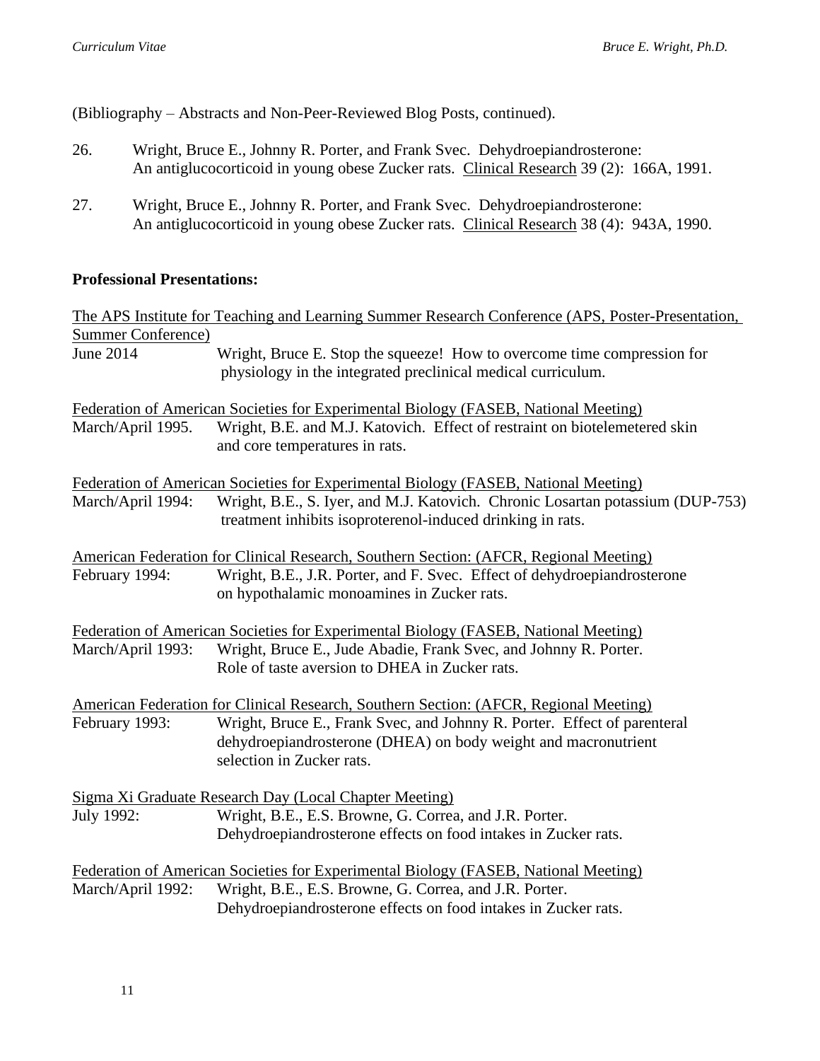(Bibliography – Abstracts and Non-Peer-Reviewed Blog Posts, continued).

26. Wright, Bruce E., Johnny R. Porter, and Frank Svec. Dehydroepiandrosterone: An antiglucocorticoid in young obese Zucker rats. Clinical Research 39 (2): 166A, 1991.

27. Wright, Bruce E., Johnny R. Porter, and Frank Svec. Dehydroepiandrosterone: An antiglucocorticoid in young obese Zucker rats. Clinical Research 38 (4): 943A, 1990.

**Professional Presentations:**

The APS Institute for Teaching and Learning Summer Research Conference (APS, Poster-Presentation, Summer Conference)

June 2014 — Wright, Bruce E. Stop the squeeze! How to overcome time compression for physiology in the integrated preclinical medical curriculum.

Federation of American Societies for Experimental Biology (FASEB, National Meeting)

March/April 1995. — Wright, B.E. and M.J. Katovich. Effect of restraint on biotelemetered skin and core temperatures in rats.

Federation of American Societies for Experimental Biology (FASEB, National Meeting)

March/April 1994: — Wright, B.E., S. Iyer, and M.J. Katovich. Chronic Losartan potassium (DUP-753) treatment inhibits isoproterenol-induced drinking in rats.

American Federation for Clinical Research, Southern Section: (AFCR, Regional Meeting)

February 1994: — Wright, B.E., J.R. Porter, and F. Svec. Effect of dehydroepiandrosterone on hypothalamic monoamines in Zucker rats.

Federation of American Societies for Experimental Biology (FASEB, National Meeting)

March/April 1993: — Wright, Bruce E., Jude Abadie, Frank Svec, and Johnny R. Porter. Role of taste aversion to DHEA in Zucker rats.

American Federation for Clinical Research, Southern Section: (AFCR, Regional Meeting)

February 1993: — Wright, Bruce E., Frank Svec, and Johnny R. Porter. Effect of parenteral dehydroepiandrosterone (DHEA) on body weight and macronutrient selection in Zucker rats.

Sigma Xi Graduate Research Day (Local Chapter Meeting)

July 1992: — Wright, B.E., E.S. Browne, G. Correa, and J.R. Porter. Dehydroepiandrosterone effects on food intakes in Zucker rats.

Federation of American Societies for Experimental Biology (FASEB, National Meeting)

March/April 1992: — Wright, B.E., E.S. Browne, G. Correa, and J.R. Porter. Dehydroepiandrosterone effects on food intakes in Zucker rats.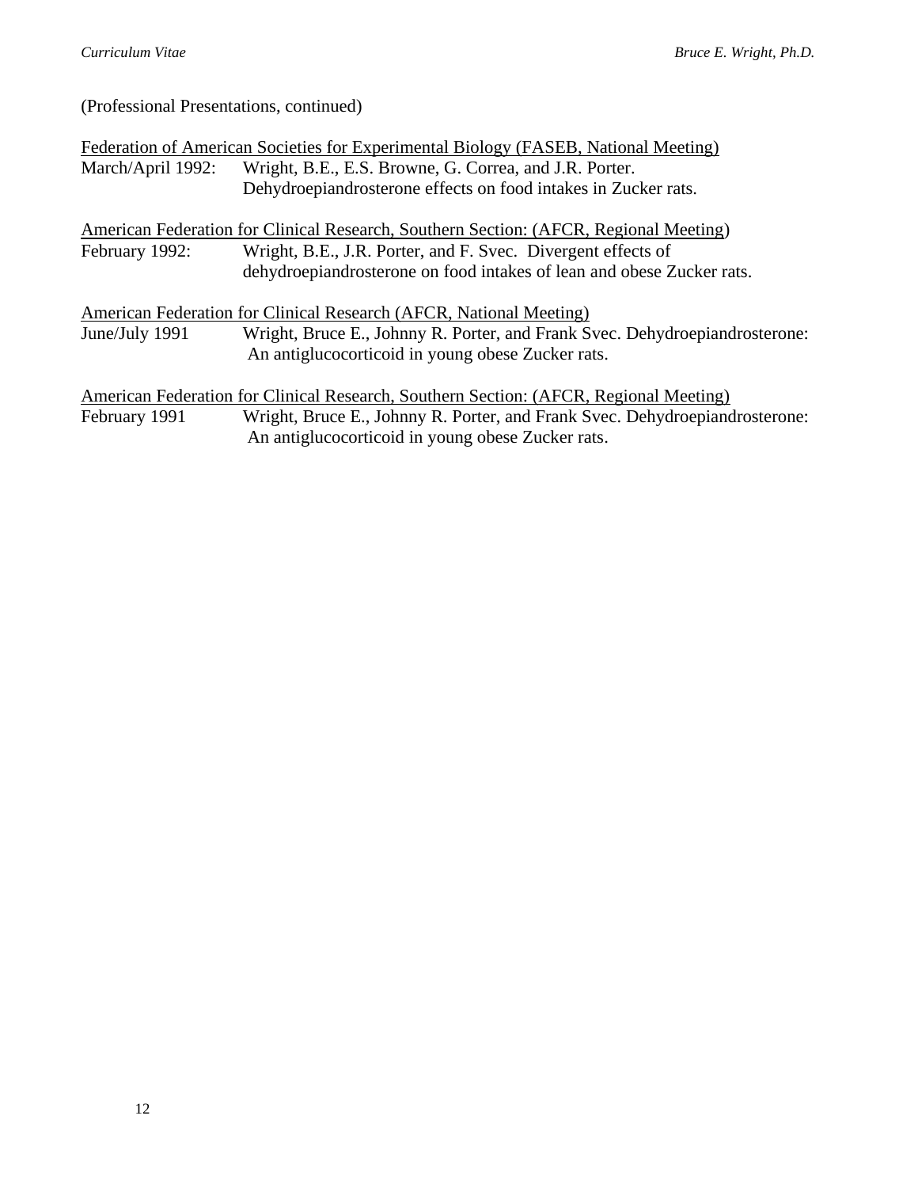(Professional Presentations, continued)

<u>Federation of American Societies for Experimental Biology (FASEB, National Meeting)</u>

March/April 1992: Wright, B.E., E.S. Browne, G. Correa, and J.R. Porter. Dehydroepiandrosterone effects on food intakes in Zucker rats.

<u>American Federation for Clinical Research, Southern Section: (AFCR, Regional Meeting)</u>

February 1992: Wright, B.E., J.R. Porter, and F. Svec. Divergent effects of dehydroepiandrosterone on food intakes of lean and obese Zucker rats.

<u>American Federation for Clinical Research (AFCR, National Meeting)</u>

June/July 1991 Wright, Bruce E., Johnny R. Porter, and Frank Svec. Dehydroepiandrosterone: An antiglucocorticoid in young obese Zucker rats.

<u>American Federation for Clinical Research, Southern Section: (AFCR, Regional Meeting)</u>

February 1991 Wright, Bruce E., Johnny R. Porter, and Frank Svec. Dehydroepiandrosterone: An antiglucocorticoid in young obese Zucker rats.